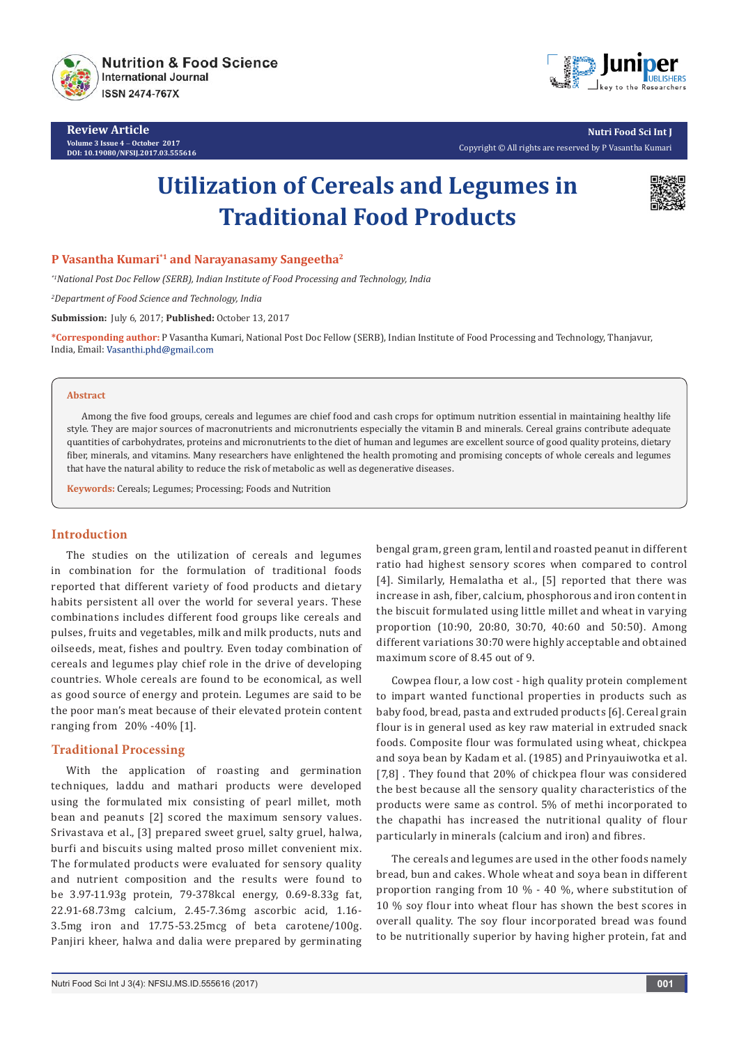# Utilization of Cereals and Legumes in Traditional Food Products

**P Vasantha Kumari[*1] and Narayanasamy Sangeetha[2]**

*[*1]National Post Doc Fellow (SERB), Indian Institute of Food Processing and Technology, India*

*[2]Department of Food Science and Technology, India*

**Submission:** July 6, 2017; **Published:** October 13, 2017

***Corresponding author:** P Vasantha Kumari, National Post Doc Fellow (SERB), Indian Institute of Food Processing and Technology, Thanjavur, India, Email: Vasanthi.phd@gmail.com

## Abstract

Among the five food groups, cereals and legumes are chief food and cash crops for optimum nutrition essential in maintaining healthy life style. They are major sources of macronutrients and micronutrients especially the vitamin B and minerals. Cereal grains contribute adequate quantities of carbohydrates, proteins and micronutrients to the diet of human and legumes are excellent source of good quality proteins, dietary fiber, minerals, and vitamins. Many researchers have enlightened the health promoting and promising concepts of whole cereals and legumes that have the natural ability to reduce the risk of metabolic as well as degenerative diseases.

**Keywords:** Cereals; Legumes; Processing; Foods and Nutrition

## Introduction

The studies on the utilization of cereals and legumes in combination for the formulation of traditional foods reported that different variety of food products and dietary habits persistent all over the world for several years. These combinations includes different food groups like cereals and pulses, fruits and vegetables, milk and milk products, nuts and oilseeds, meat, fishes and poultry. Even today combination of cereals and legumes play chief role in the drive of developing countries. Whole cereals are found to be economical, as well as good source of energy and protein. Legumes are said to be the poor man's meat because of their elevated protein content ranging from 20% -40% [1].

## Traditional Processing

With the application of roasting and germination techniques, laddu and mathari products were developed using the formulated mix consisting of pearl millet, moth bean and peanuts [2] scored the maximum sensory values. Srivastava et al., [3] prepared sweet gruel, salty gruel, halwa, burfi and biscuits using malted proso millet convenient mix. The formulated products were evaluated for sensory quality and nutrient composition and the results were found to be 3.97-11.93g protein, 79-378kcal energy, 0.69-8.33g fat, 22.91-68.73mg calcium, 2.45-7.36mg ascorbic acid, 1.16-3.5mg iron and 17.75-53.25mcg of beta carotene/100g. Panjiri kheer, halwa and dalia were prepared by germinating bengal gram, green gram, lentil and roasted peanut in different ratio had highest sensory scores when compared to control [4]. Similarly, Hemalatha et al., [5] reported that there was increase in ash, fiber, calcium, phosphorous and iron content in the biscuit formulated using little millet and wheat in varying proportion (10:90, 20:80, 30:70, 40:60 and 50:50). Among different variations 30:70 were highly acceptable and obtained maximum score of 8.45 out of 9.

Cowpea flour, a low cost - high quality protein complement to impart wanted functional properties in products such as baby food, bread, pasta and extruded products [6]. Cereal grain flour is in general used as key raw material in extruded snack foods. Composite flour was formulated using wheat, chickpea and soya bean by Kadam et al. (1985) and Prinyauiwotka et al. [7,8] . They found that 20% of chickpea flour was considered the best because all the sensory quality characteristics of the products were same as control. 5% of methi incorporated to the chapathi has increased the nutritional quality of flour particularly in minerals (calcium and iron) and fibres.

The cereals and legumes are used in the other foods namely bread, bun and cakes. Whole wheat and soya bean in different proportion ranging from 10 % - 40 %, where substitution of 10 % soy flour into wheat flour has shown the best scores in overall quality. The soy flour incorporated bread was found to be nutritionally superior by having higher protein, fat and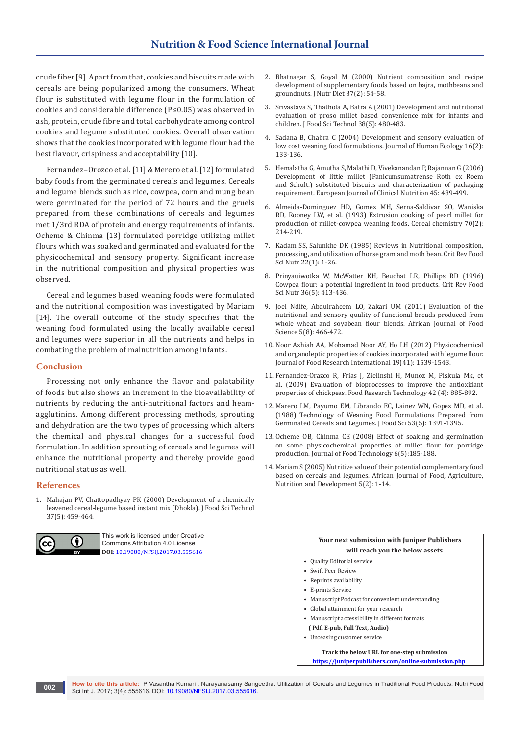crude fiber [9]. Apart from that, cookies and biscuits made with cereals are being popularized among the consumers. Wheat flour is substituted with legume flour in the formulation of cookies and considerable difference ($P \leq 0.05$) was observed in ash, protein, crude fibre and total carbohydrate among control cookies and legume substituted cookies. Overall observation shows that the cookies incorporated with legume flour had the best flavour, crispiness and acceptability [10].

Fernandez–Orozco et al. [11] & Merero et al. [12] formulated baby foods from the germinated cereals and legumes. Cereals and legume blends such as rice, cowpea, corn and mung bean were germinated for the period of 72 hours and the gruels prepared from these combinations of cereals and legumes met 1/3rd RDA of protein and energy requirements of infants. Ocheme & Chinma [13] formulated porridge utilizing millet flours which was soaked and germinated and evaluated for the physicochemical and sensory property. Significant increase in the nutritional composition and physical properties was observed.

Cereal and legumes based weaning foods were formulated and the nutritional composition was investigated by Mariam [14]. The overall outcome of the study specifies that the weaning food formulated using the locally available cereal and legumes were superior in all the nutrients and helps in combating the problem of malnutrition among infants.

## Conclusion

Processing not only enhance the flavor and palatability of foods but also shows an increment in the bioavailability of nutrients by reducing the anti-nutritional factors and heam-agglutinins. Among different processing methods, sprouting and dehydration are the two types of processing which alters the chemical and physical changes for a successful food formulation. In addition sprouting of cereals and legumes will enhance the nutritional property and thereby provide good nutritional status as well.

## References

1. Mahajan PV, Chattopadhyay PK (2000) Development of a chemically leavened cereal-legume based instant mix (Dhokla). J Food Sci Technol 37(5): 459-464.
2. Bhatnagar S, Goyal M (2000) Nutrient composition and recipe development of supplementary foods based on bajra, mothbeans and groundnuts. J Nutr Diet 37(2): 54-58.
3. Srivastava S, Thathola A, Batra A (2001) Development and nutritional evaluation of proso millet based convenience mix for infants and children. J Food Sci Technol 38(5): 480-483.
4. Sadana B, Chabra C (2004) Development and sensory evaluation of low cost weaning food formulations. Journal of Human Ecology 16(2): 133-136.
5. Hemalatha G, Amutha S, Malathi D, Vivekanandan P, Rajannan G (2006) Development of little millet (Panicumsumatrense Roth ex Roem and Schult.) substituted biscuits and characterization of packaging requirement. European Journal of Clinical Nutrition 45: 489-499.
6. Almeida-Dominguez HD, Gomez MH, Serna-Saldivar SO, Waniska RD, Rooney LW, et al. (1993) Extrusion cooking of pearl millet for production of millet-cowpea weaning foods. Cereal chemistry 70(2): 214-219.
7. Kadam SS, Salunkhe DK (1985) Reviews in Nutritional composition, processing, and utilization of horse gram and moth bean. Crit Rev Food Sci Nutr 22(1): 1-26.
8. Prinyauiwotka W, McWatter KH, Beuchat LR, Phillips RD (1996) Cowpea flour: a potential ingredient in food products. Crit Rev Food Sci Nutr 36(5): 413-436.
9. Joel Ndife, Abdulraheem LO, Zakari UM (2011) Evaluation of the nutritional and sensory quality of functional breads produced from whole wheat and soyabean flour blends. African Journal of Food Science 5(8): 466-472.
10. Noor Azhiah AA, Mohamad Noor AY, Ho LH (2012) Physicochemical and organoleptic properties of cookies incorporated with legume flour. Journal of Food Research International 19(41): 1539-1543.
11. Fernandez-Orazco R, Frias J, Zielinshi H, Munoz M, Piskula Mk, et al. (2009) Evaluation of bioprocesses to improve the antioxidant properties of chickpeas. Food Research Technology 42 (4): 885-892.
12. Marero LM, Payumo EM, Librando EC, Lainez WN, Gopez MD, et al. (1988) Technology of Weaning Food Formulations Prepared from Germinated Cereals and Legumes. J Food Sci 53(5): 1391-1395.
13. Ocheme OB, Chinma CE (2008) Effect of soaking and germination on some physicochemical properties of millet flour for porridge production. Journal of Food Technology 6(5):185-188.
14. Mariam S (2005) Nutritive value of their potential complementary food based on cereals and legumes. African Journal of Food, Agriculture, Nutrition and Development 5(2): 1-14.

This work is licensed under Creative Commons Attribution 4.0 License
**DOI**: 10.19080/NFSIJ.2017.03.555616

**Your next submission with Juniper Publishers will reach you the below assets**

- Quality Editorial service
- Swift Peer Review
- Reprints availability
- E-prints Service
- Manuscript Podcast for convenient understanding
- Global attainment for your research
- Manuscript accessibility in different formats **( Pdf, E-pub, Full Text, Audio)**
- Unceasing customer service

**Track the below URL for one-step submission**
**https://juniperpublishers.com/online-submission.php**

**How to cite this article:** P Vasantha Kumari , Narayanasamy Sangeetha. Utilization of Cereals and Legumes in Traditional Food Products. Nutri Food Sci Int J. 2017; 3(4): 555616. DOI: 10.19080/NFSIJ.2017.03.555616.